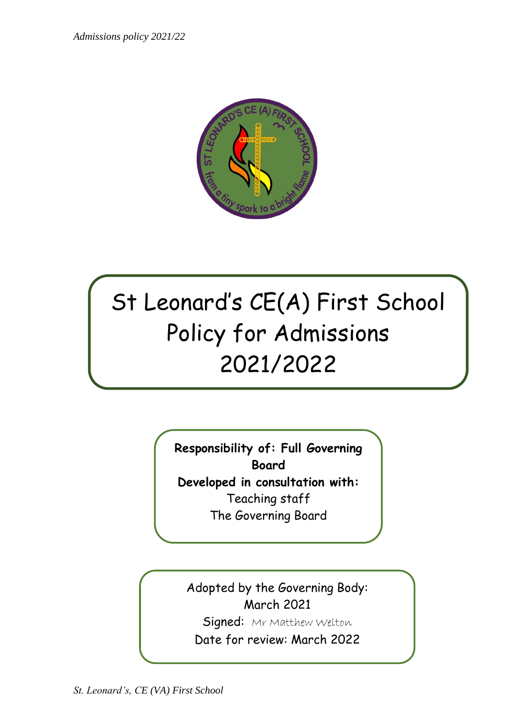# St Leonard's CE(A) First School Policy for Admissions 2021/2022

**Responsibility of: Full Governing Board**

**Developed in consultation with:**

Teaching staff

The Governing Board

Adopted by the Governing Body: March 2021

Signed: Mr Matthew Welton

Date for review: March 2022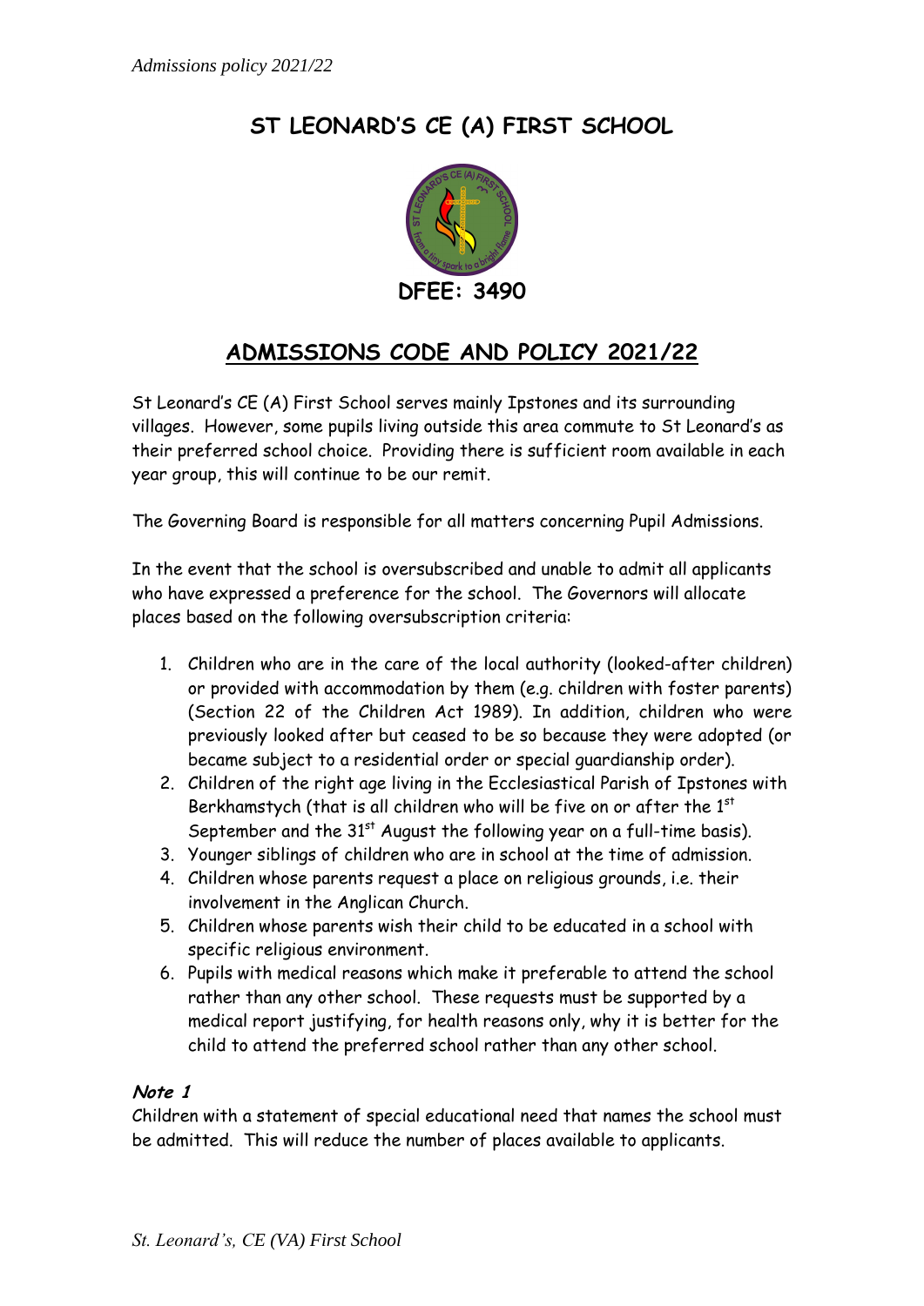# ST LEONARD'S CE (A) FIRST SCHOOL

**DFEE: 3490**

## ADMISSIONS CODE AND POLICY 2021/22

St Leonard's CE (A) First School serves mainly Ipstones and its surrounding villages. However, some pupils living outside this area commute to St Leonard's as their preferred school choice. Providing there is sufficient room available in each year group, this will continue to be our remit.

The Governing Board is responsible for all matters concerning Pupil Admissions.

In the event that the school is oversubscribed and unable to admit all applicants who have expressed a preference for the school. The Governors will allocate places based on the following oversubscription criteria:

1. Children who are in the care of the local authority (looked-after children) or provided with accommodation by them (e.g. children with foster parents) (Section 22 of the Children Act 1989). In addition, children who were previously looked after but ceased to be so because they were adopted (or became subject to a residential order or special guardianship order).
2. Children of the right age living in the Ecclesiastical Parish of Ipstones with Berkhamstych (that is all children who will be five on or after the 1st September and the 31st August the following year on a full-time basis).
3. Younger siblings of children who are in school at the time of admission.
4. Children whose parents request a place on religious grounds, i.e. their involvement in the Anglican Church.
5. Children whose parents wish their child to be educated in a school with specific religious environment.
6. Pupils with medical reasons which make it preferable to attend the school rather than any other school. These requests must be supported by a medical report justifying, for health reasons only, why it is better for the child to attend the preferred school rather than any other school.

### *Note 1*

Children with a statement of special educational need that names the school must be admitted. This will reduce the number of places available to applicants.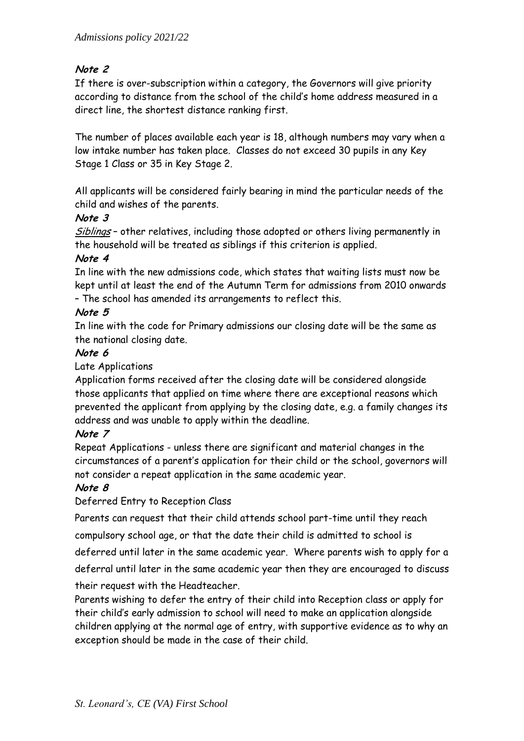**Note 2**

If there is over-subscription within a category, the Governors will give priority according to distance from the school of the child's home address measured in a direct line, the shortest distance ranking first.

The number of places available each year is 18, although numbers may vary when a low intake number has taken place. Classes do not exceed 30 pupils in any Key Stage 1 Class or 35 in Key Stage 2.

All applicants will be considered fairly bearing in mind the particular needs of the child and wishes of the parents.

**Note 3**

*Siblings* – other relatives, including those adopted or others living permanently in the household will be treated as siblings if this criterion is applied.

**Note 4**

In line with the new admissions code, which states that waiting lists must now be kept until at least the end of the Autumn Term for admissions from 2010 onwards – The school has amended its arrangements to reflect this.

**Note 5**

In line with the code for Primary admissions our closing date will be the same as the national closing date.

**Note 6**

Late Applications

Application forms received after the closing date will be considered alongside those applicants that applied on time where there are exceptional reasons which prevented the applicant from applying by the closing date, e.g. a family changes its address and was unable to apply within the deadline.

**Note 7**

Repeat Applications - unless there are significant and material changes in the circumstances of a parent's application for their child or the school, governors will not consider a repeat application in the same academic year.

**Note 8**

Deferred Entry to Reception Class

Parents can request that their child attends school part-time until they reach compulsory school age, or that the date their child is admitted to school is deferred until later in the same academic year. Where parents wish to apply for a deferral until later in the same academic year then they are encouraged to discuss their request with the Headteacher.

Parents wishing to defer the entry of their child into Reception class or apply for their child's early admission to school will need to make an application alongside children applying at the normal age of entry, with supportive evidence as to why an exception should be made in the case of their child.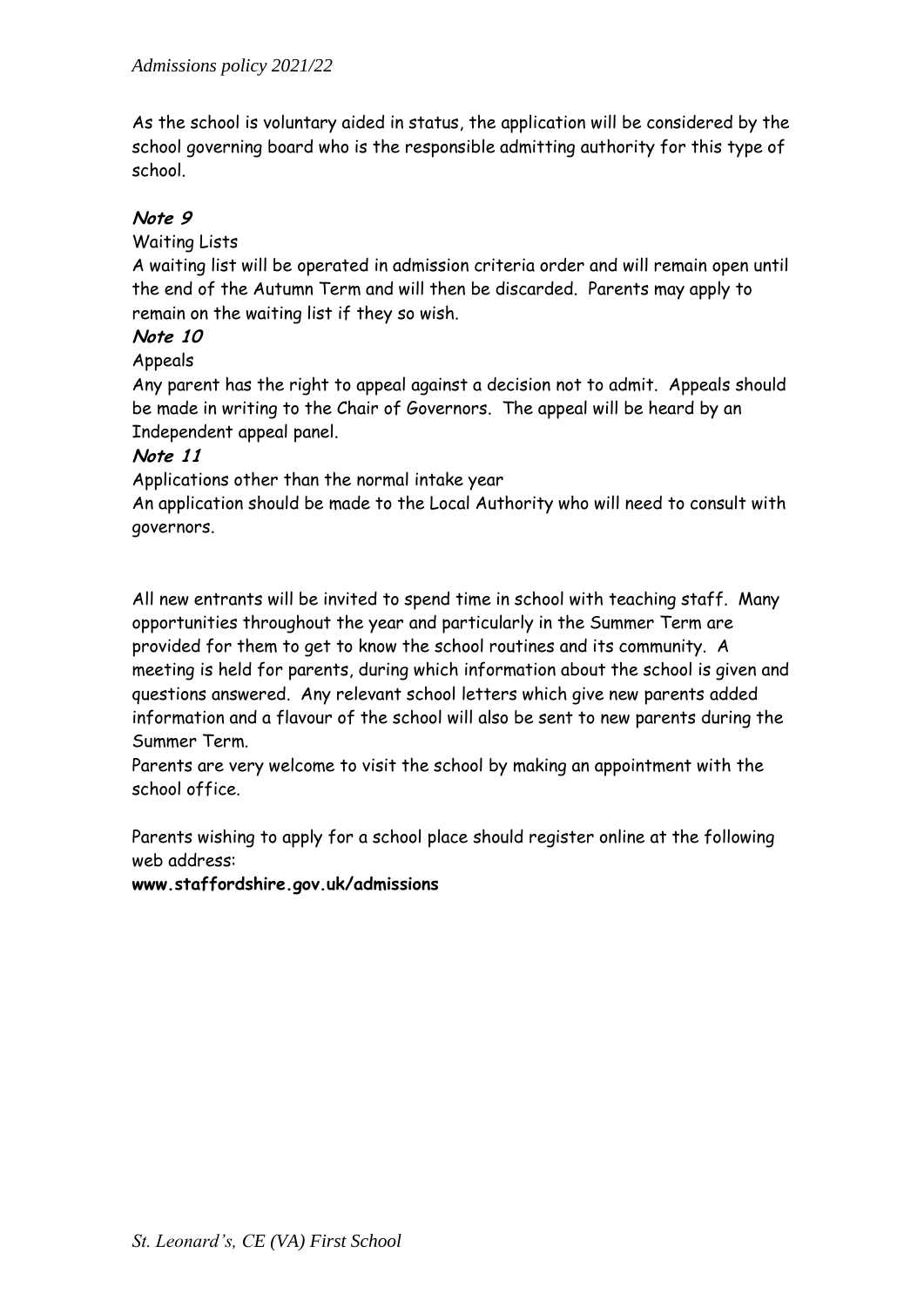As the school is voluntary aided in status, the application will be considered by the school governing board who is the responsible admitting authority for this type of school.

***Note 9***

Waiting Lists

A waiting list will be operated in admission criteria order and will remain open until the end of the Autumn Term and will then be discarded. Parents may apply to remain on the waiting list if they so wish.

***Note 10***

Appeals

Any parent has the right to appeal against a decision not to admit. Appeals should be made in writing to the Chair of Governors. The appeal will be heard by an Independent appeal panel.

***Note 11***

Applications other than the normal intake year

An application should be made to the Local Authority who will need to consult with governors.

All new entrants will be invited to spend time in school with teaching staff. Many opportunities throughout the year and particularly in the Summer Term are provided for them to get to know the school routines and its community. A meeting is held for parents, during which information about the school is given and questions answered. Any relevant school letters which give new parents added information and a flavour of the school will also be sent to new parents during the Summer Term.

Parents are very welcome to visit the school by making an appointment with the school office.

Parents wishing to apply for a school place should register online at the following web address:

**www.staffordshire.gov.uk/admissions**